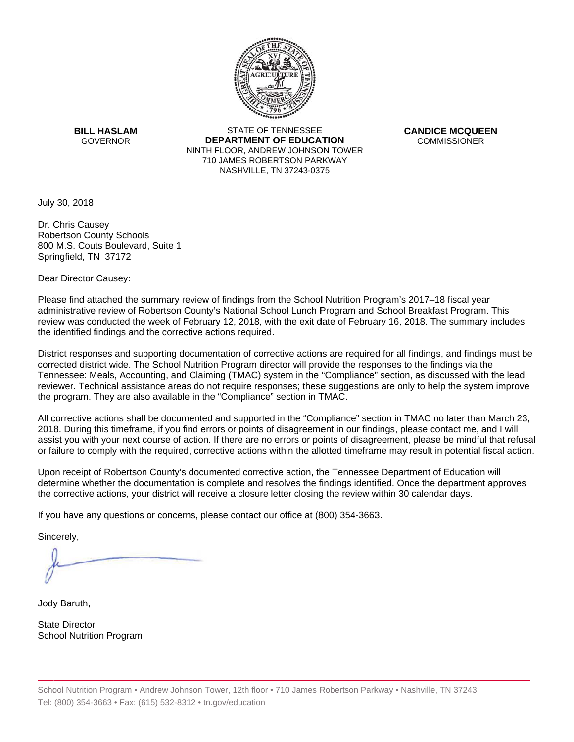**BILL HASLAM**
GOVERNOR

STATE OF TENNESSEE
**DEPARTMENT OF EDUCATION**
NINTH FLOOR, ANDREW JOHNSON TOWER
710 JAMES ROBERTSON PARKWAY
NASHVILLE, TN 37243-0375

**CANDICE MCQUEEN**
COMMISSIONER

July 30, 2018

Dr. Chris Causey
Robertson County Schools
800 M.S. Couts Boulevard, Suite 1
Springfield, TN 37172

Dear Director Causey:

Please find attached the summary review of findings from the School Nutrition Program's 2017–18 fiscal year administrative review of Robertson County's National School Lunch Program and School Breakfast Program. This review was conducted the week of February 12, 2018, with the exit date of February 16, 2018. The summary includes the identified findings and the corrective actions required.

District responses and supporting documentation of corrective actions are required for all findings, and findings must be corrected district wide. The School Nutrition Program director will provide the responses to the findings via the Tennessee: Meals, Accounting, and Claiming (TMAC) system in the "Compliance" section, as discussed with the lead reviewer. Technical assistance areas do not require responses; these suggestions are only to help the system improve the program. They are also available in the "Compliance" section in TMAC.

All corrective actions shall be documented and supported in the "Compliance" section in TMAC no later than March 23, 2018. During this timeframe, if you find errors or points of disagreement in our findings, please contact me, and I will assist you with your next course of action. If there are no errors or points of disagreement, please be mindful that refusal or failure to comply with the required, corrective actions within the allotted timeframe may result in potential fiscal action.

Upon receipt of Robertson County's documented corrective action, the Tennessee Department of Education will determine whether the documentation is complete and resolves the findings identified. Once the department approves the corrective actions, your district will receive a closure letter closing the review within 30 calendar days.

If you have any questions or concerns, please contact our office at (800) 354-3663.

Sincerely,

Jody Baruth,

State Director
School Nutrition Program

School Nutrition Program • Andrew Johnson Tower, 12th floor • 710 James Robertson Parkway • Nashville, TN 37243
Tel: (800) 354-3663 • Fax: (615) 532-8312 • tn.gov/education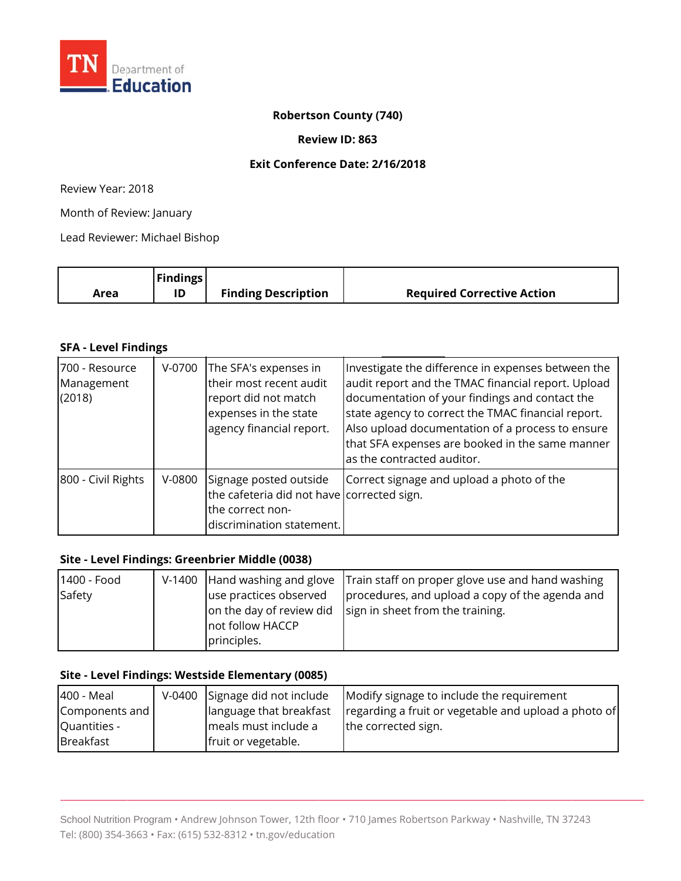**Robertson County (740)**

**Review ID: 863**

**Exit Conference Date: 2/16/2018**

Review Year: 2018

Month of Review: January

Lead Reviewer: Michael Bishop

| Area | Findings ID | Finding Description | Required Corrective Action |
|---|---|---|---|

**SFA - Level Findings**

| Area | Findings ID | Finding Description | Required Corrective Action |
|---|---|---|---|
| 700 - Resource Management (2018) | V-0700 | The SFA's expenses in their most recent audit report did not match expenses in the state agency financial report. | Investigate the difference in expenses between the audit report and the TMAC financial report. Upload documentation of your findings and contact the state agency to correct the TMAC financial report. Also upload documentation of a process to ensure that SFA expenses are booked in the same manner as the contracted auditor. |
| 800 - Civil Rights | V-0800 | Signage posted outside the cafeteria did not have the correct non-discrimination statement. | Correct signage and upload a photo of the corrected sign. |

**Site - Level Findings: Greenbrier Middle (0038)**

| Area | Findings ID | Finding Description | Required Corrective Action |
|---|---|---|---|
| 1400 - Food Safety | V-1400 | Hand washing and glove use practices observed on the day of review did not follow HACCP principles. | Train staff on proper glove use and hand washing procedures, and upload a copy of the agenda and sign in sheet from the training. |

**Site - Level Findings: Westside Elementary (0085)**

| Area | Findings ID | Finding Description | Required Corrective Action |
|---|---|---|---|
| 400 - Meal Components and Quantities - Breakfast | V-0400 | Signage did not include language that breakfast meals must include a fruit or vegetable. | Modify signage to include the requirement regarding a fruit or vegetable and upload a photo of the corrected sign. |